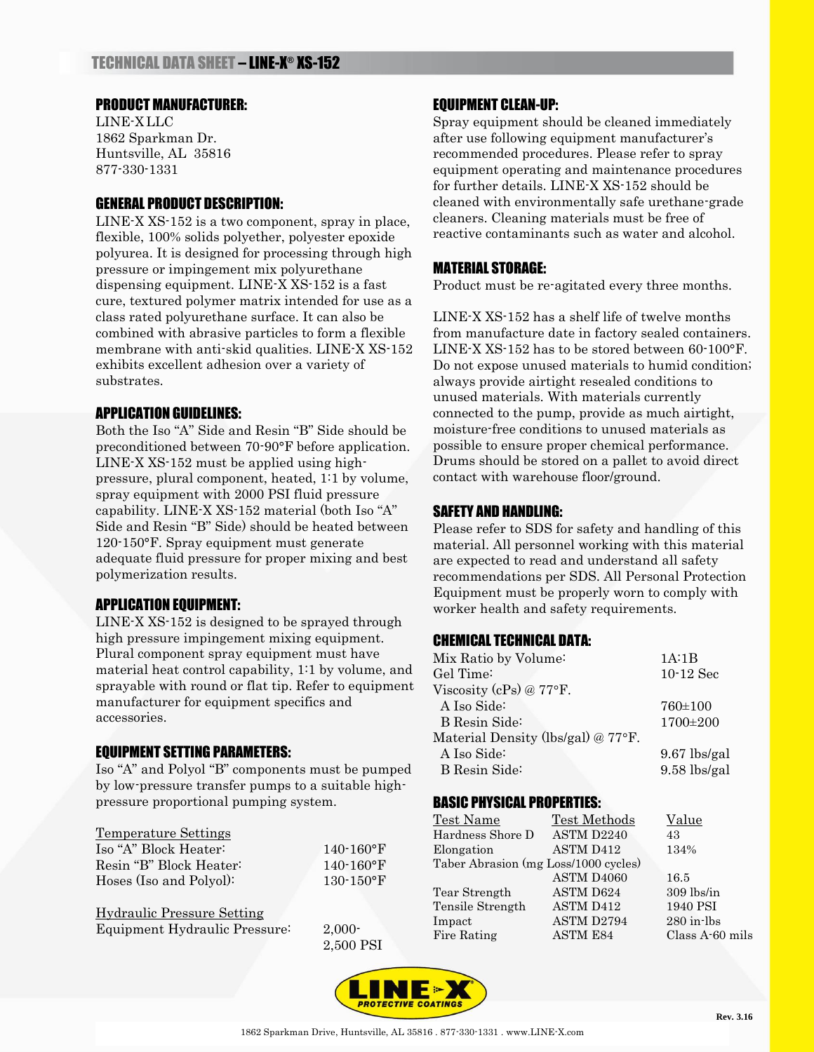# TECHNICAL DATA SHEET – LINE-X® XS-152

## PRODUCT MANUFACTURER:

LINE-X LLC
1862 Sparkman Dr.
Huntsville, AL 35816
877-330-1331

## GENERAL PRODUCT DESCRIPTION:

LINE-X XS-152 is a two component, spray in place, flexible, 100% solids polyether, polyester epoxide polyurea. It is designed for processing through high pressure or impingement mix polyurethane dispensing equipment. LINE-X XS-152 is a fast cure, textured polymer matrix intended for use as a class rated polyurethane surface. It can also be combined with abrasive particles to form a flexible membrane with anti-skid qualities. LINE-X XS-152 exhibits excellent adhesion over a variety of substrates.

## APPLICATION GUIDELINES:

Both the Iso "A" Side and Resin "B" Side should be preconditioned between 70-90°F before application. LINE-X XS-152 must be applied using high-pressure, plural component, heated, 1:1 by volume, spray equipment with 2000 PSI fluid pressure capability. LINE-X XS-152 material (both Iso "A" Side and Resin "B" Side) should be heated between 120-150°F. Spray equipment must generate adequate fluid pressure for proper mixing and best polymerization results.

## APPLICATION EQUIPMENT:

LINE-X XS-152 is designed to be sprayed through high pressure impingement mixing equipment. Plural component spray equipment must have material heat control capability, 1:1 by volume, and sprayable with round or flat tip. Refer to equipment manufacturer for equipment specifics and accessories.

## EQUIPMENT SETTING PARAMETERS:

Iso "A" and Polyol "B" components must be pumped by low-pressure transfer pumps to a suitable high-pressure proportional pumping system.

Temperature Settings

| | |
|---|---|
| Iso "A" Block Heater: | 140-160°F |
| Resin "B" Block Heater: | 140-160°F |
| Hoses (Iso and Polyol): | 130-150°F |

Hydraulic Pressure Setting

| | |
|---|---|
| Equipment Hydraulic Pressure: | 2,000-2,500 PSI |

## EQUIPMENT CLEAN-UP:

Spray equipment should be cleaned immediately after use following equipment manufacturer's recommended procedures. Please refer to spray equipment operating and maintenance procedures for further details. LINE-X XS-152 should be cleaned with environmentally safe urethane-grade cleaners. Cleaning materials must be free of reactive contaminants such as water and alcohol.

## MATERIAL STORAGE:

Product must be re-agitated every three months.

LINE-X XS-152 has a shelf life of twelve months from manufacture date in factory sealed containers. LINE-X XS-152 has to be stored between 60-100°F. Do not expose unused materials to humid condition; always provide airtight resealed conditions to unused materials. With materials currently connected to the pump, provide as much airtight, moisture-free conditions to unused materials as possible to ensure proper chemical performance. Drums should be stored on a pallet to avoid direct contact with warehouse floor/ground.

## SAFETY AND HANDLING:

Please refer to SDS for safety and handling of this material. All personnel working with this material are expected to read and understand all safety recommendations per SDS. All Personal Protection Equipment must be properly worn to comply with worker health and safety requirements.

## CHEMICAL TECHNICAL DATA:

| | |
|---|---|
| Mix Ratio by Volume: | 1A:1B |
| Gel Time: | 10-12 Sec |
| Viscosity (cPs) @ 77°F. | |
| A Iso Side: | 760±100 |
| B Resin Side: | 1700±200 |
| Material Density (lbs/gal) @ 77°F. | |
| A Iso Side: | 9.67 lbs/gal |
| B Resin Side: | 9.58 lbs/gal |

## BASIC PHYSICAL PROPERTIES:

| Test Name | Test Methods | Value |
|---|---|---|
| Hardness Shore D | ASTM D2240 | 43 |
| Elongation | ASTM D412 | 134% |
| Taber Abrasion (mg Loss/1000 cycles) | ASTM D4060 | 16.5 |
| Tear Strength | ASTM D624 | 309 lbs/in |
| Tensile Strength | ASTM D412 | 1940 PSI |
| Impact | ASTM D2794 | 280 in-lbs |
| Fire Rating | ASTM E84 | Class A-60 mils |

LINE-X PROTECTIVE COATINGS

Rev. 3.16

1862 Sparkman Drive, Huntsville, AL 35816 . 877-330-1331 . www.LINE-X.com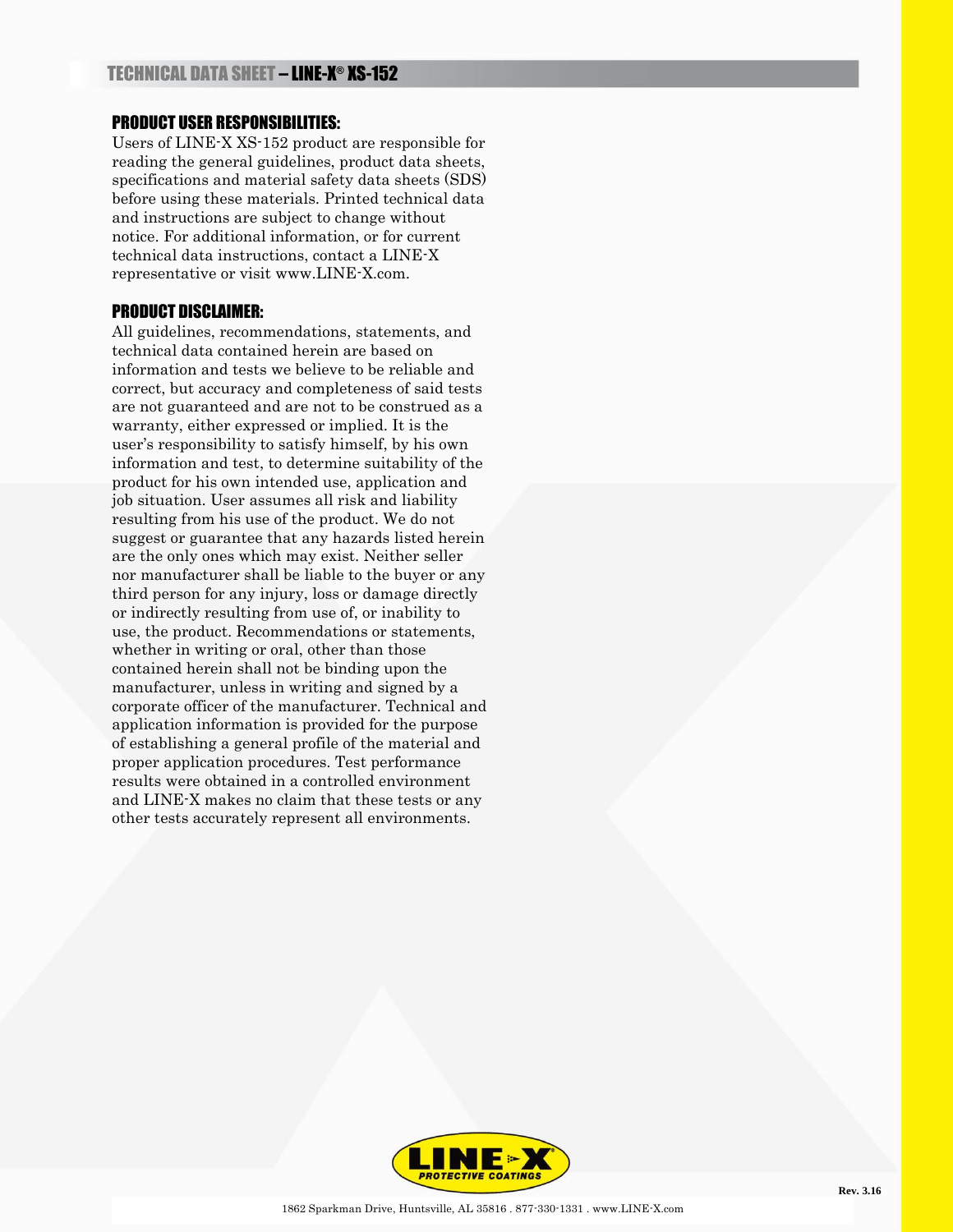## PRODUCT USER RESPONSIBILITIES:

Users of LINE-X XS-152 product are responsible for reading the general guidelines, product data sheets, specifications and material safety data sheets (SDS) before using these materials. Printed technical data and instructions are subject to change without notice. For additional information, or for current technical data instructions, contact a LINE-X representative or visit www.LINE-X.com.

## PRODUCT DISCLAIMER:

All guidelines, recommendations, statements, and technical data contained herein are based on information and tests we believe to be reliable and correct, but accuracy and completeness of said tests are not guaranteed and are not to be construed as a warranty, either expressed or implied. It is the user's responsibility to satisfy himself, by his own information and test, to determine suitability of the product for his own intended use, application and job situation. User assumes all risk and liability resulting from his use of the product. We do not suggest or guarantee that any hazards listed herein are the only ones which may exist. Neither seller nor manufacturer shall be liable to the buyer or any third person for any injury, loss or damage directly or indirectly resulting from use of, or inability to use, the product. Recommendations or statements, whether in writing or oral, other than those contained herein shall not be binding upon the manufacturer, unless in writing and signed by a corporate officer of the manufacturer. Technical and application information is provided for the purpose of establishing a general profile of the material and proper application procedures. Test performance results were obtained in a controlled environment and LINE-X makes no claim that these tests or any other tests accurately represent all environments.

LINE-X PROTECTIVE COATINGS

Rev. 3.16

1862 Sparkman Drive, Huntsville, AL 35816 . 877-330-1331 . www.LINE-X.com